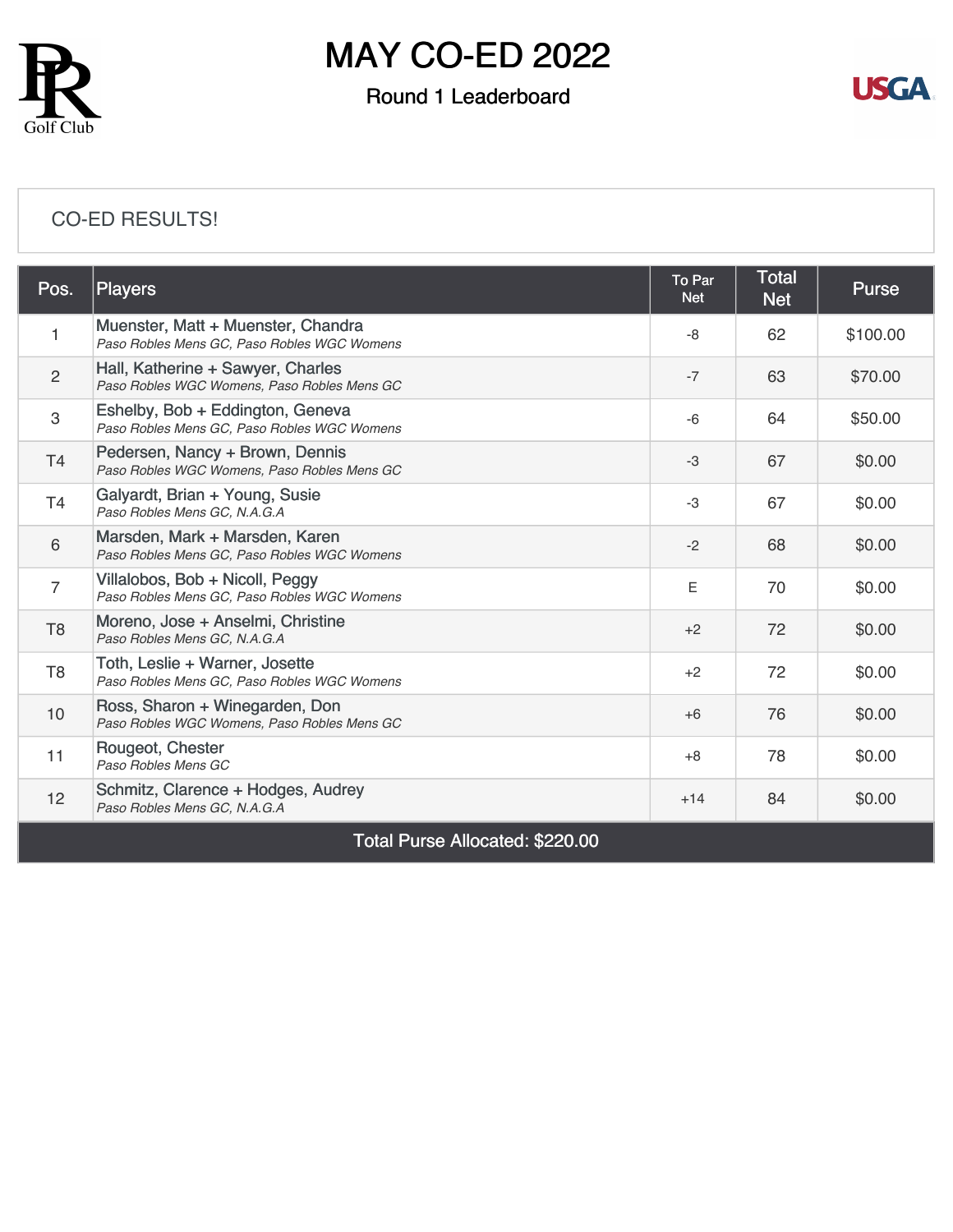# MAY CO-ED 2022

## Round 1 Leaderboard

CO-ED RESULTS!

| Pos. | Players | To Par Net | Total Net | Purse |
|---|---|---|---|---|
| 1 | Muenster, Matt + Muenster, Chandra<br>*Paso Robles Mens GC, Paso Robles WGC Womens* | -8 | 62 | $100.00 |
| 2 | Hall, Katherine + Sawyer, Charles<br>*Paso Robles WGC Womens, Paso Robles Mens GC* | -7 | 63 | $70.00 |
| 3 | Eshelby, Bob + Eddington, Geneva<br>*Paso Robles Mens GC, Paso Robles WGC Womens* | -6 | 64 | $50.00 |
| T4 | Pedersen, Nancy + Brown, Dennis<br>*Paso Robles WGC Womens, Paso Robles Mens GC* | -3 | 67 | $0.00 |
| T4 | Galyardt, Brian + Young, Susie<br>*Paso Robles Mens GC, N.A.G.A* | -3 | 67 | $0.00 |
| 6 | Marsden, Mark + Marsden, Karen<br>*Paso Robles Mens GC, Paso Robles WGC Womens* | -2 | 68 | $0.00 |
| 7 | Villalobos, Bob + Nicoll, Peggy<br>*Paso Robles Mens GC, Paso Robles WGC Womens* | E | 70 | $0.00 |
| T8 | Moreno, Jose + Anselmi, Christine<br>*Paso Robles Mens GC, N.A.G.A* | +2 | 72 | $0.00 |
| T8 | Toth, Leslie + Warner, Josette<br>*Paso Robles Mens GC, Paso Robles WGC Womens* | +2 | 72 | $0.00 |
| 10 | Ross, Sharon + Winegarden, Don<br>*Paso Robles WGC Womens, Paso Robles Mens GC* | +6 | 76 | $0.00 |
| 11 | Rougeot, Chester<br>*Paso Robles Mens GC* | +8 | 78 | $0.00 |
| 12 | Schmitz, Clarence + Hodges, Audrey<br>*Paso Robles Mens GC, N.A.G.A* | +14 | 84 | $0.00 |

Total Purse Allocated: $220.00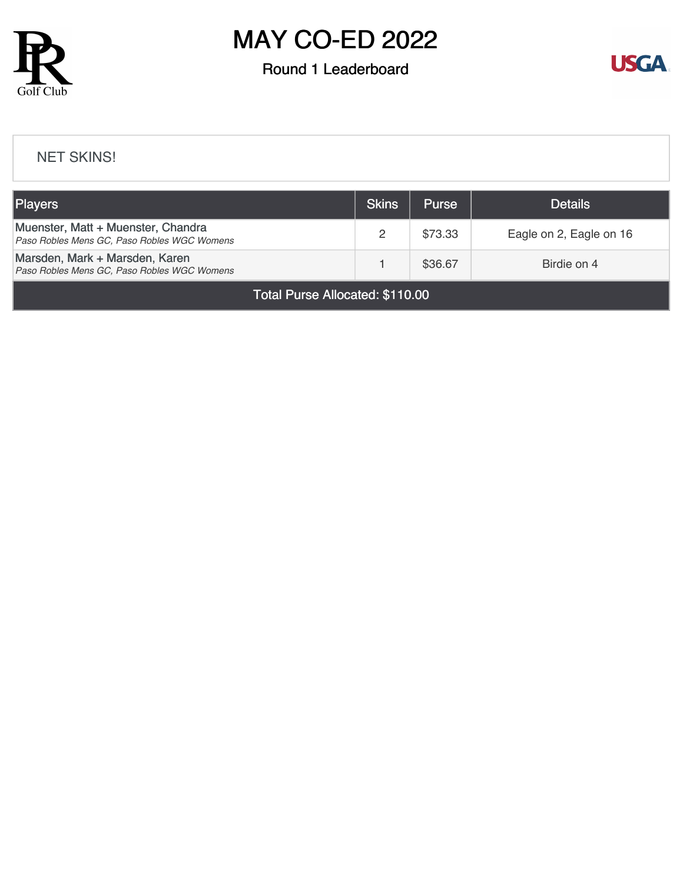# MAY CO-ED 2022

## Round 1 Leaderboard

NET SKINS!

| Players | Skins | Purse | Details |
|---|---|---|---|
| Muenster, Matt + Muenster, Chandra<br>*Paso Robles Mens GC, Paso Robles WGC Womens* | 2 | $73.33 | Eagle on 2, Eagle on 16 |
| Marsden, Mark + Marsden, Karen<br>*Paso Robles Mens GC, Paso Robles WGC Womens* | 1 | $36.67 | Birdie on 4 |
| Total Purse Allocated: $110.00 | | | |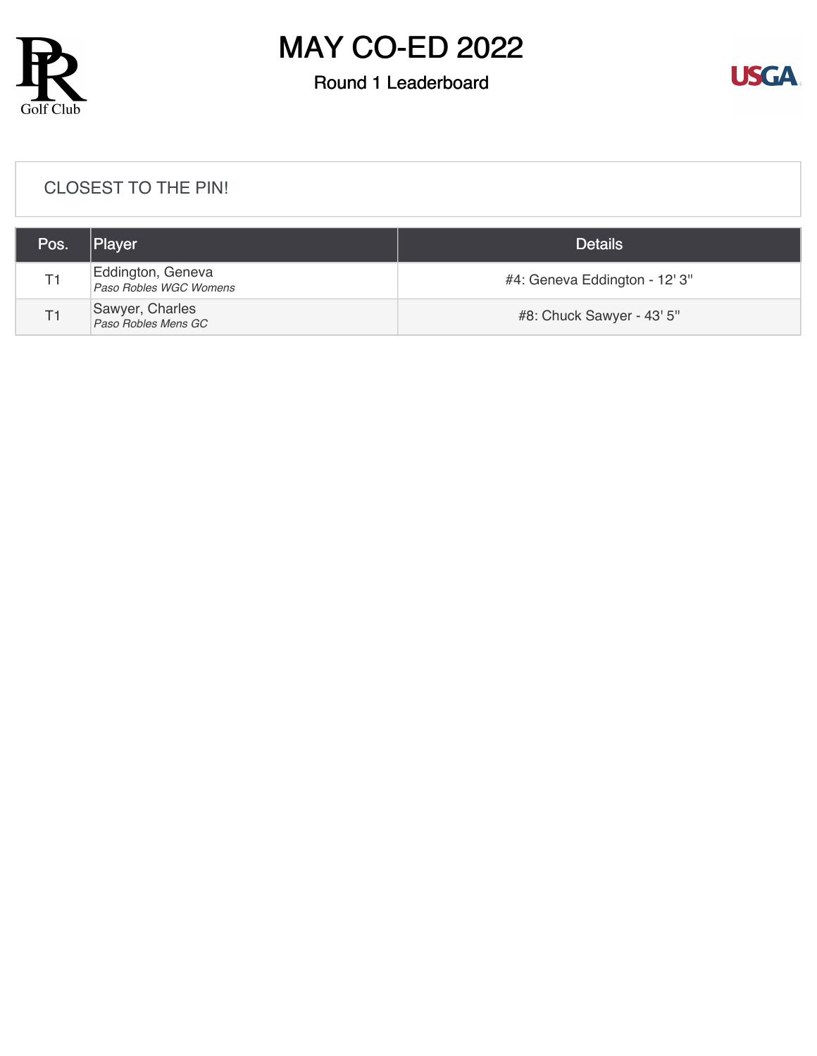# MAY CO-ED 2022

Round 1 Leaderboard

CLOSEST TO THE PIN!

| Pos. | Player | Details |
|---|---|---|
| T1 | Eddington, Geneva<br>*Paso Robles WGC Womens* | #4: Geneva Eddington - 12' 3" |
| T1 | Sawyer, Charles<br>*Paso Robles Mens GC* | #8: Chuck Sawyer - 43' 5" |